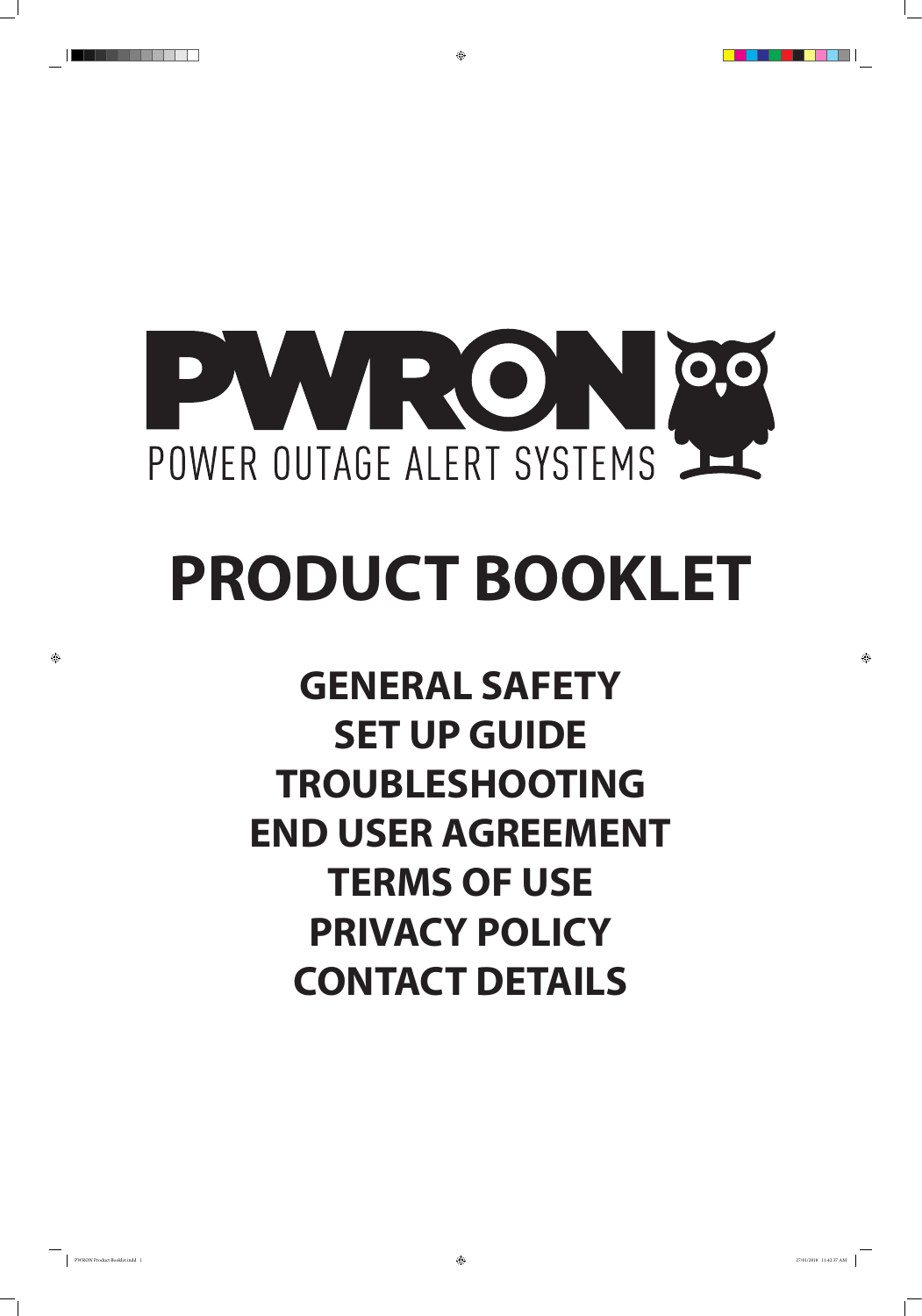# PWRON

POWER OUTAGE ALERT SYSTEMS

# PRODUCT BOOKLET

## GENERAL SAFETY
## SET UP GUIDE
## TROUBLESHOOTING
## END USER AGREEMENT
## TERMS OF USE
## PRIVACY POLICY
## CONTACT DETAILS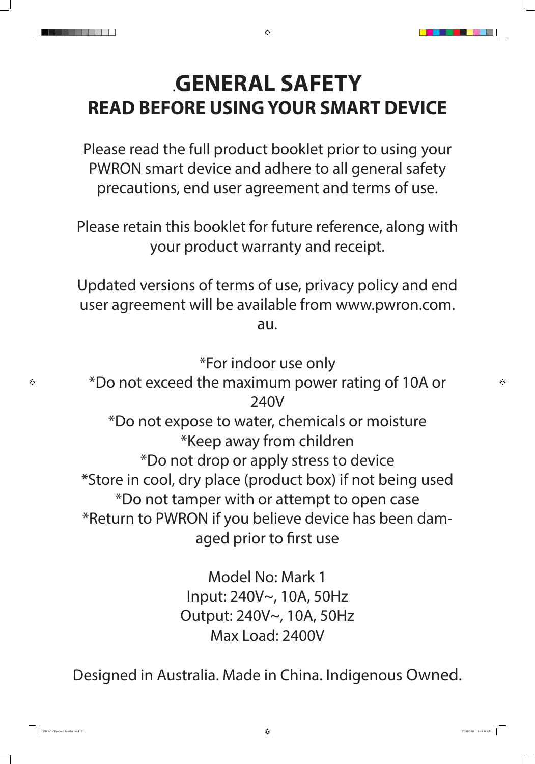# .GENERAL SAFETY

## READ BEFORE USING YOUR SMART DEVICE

Please read the full product booklet prior to using your PWRON smart device and adhere to all general safety precautions, end user agreement and terms of use.

Please retain this booklet for future reference, along with your product warranty and receipt.

Updated versions of terms of use, privacy policy and end user agreement will be available from www.pwron.com.au.

*For indoor use only
*Do not exceed the maximum power rating of 10A or 240V
*Do not expose to water, chemicals or moisture
*Keep away from children
*Do not drop or apply stress to device
*Store in cool, dry place (product box) if not being used
*Do not tamper with or attempt to open case
*Return to PWRON if you believe device has been damaged prior to first use

Model No: Mark 1
Input: 240V~, 10A, 50Hz
Output: 240V~, 10A, 50Hz
Max Load: 2400V

Designed in Australia. Made in China. Indigenous Owned.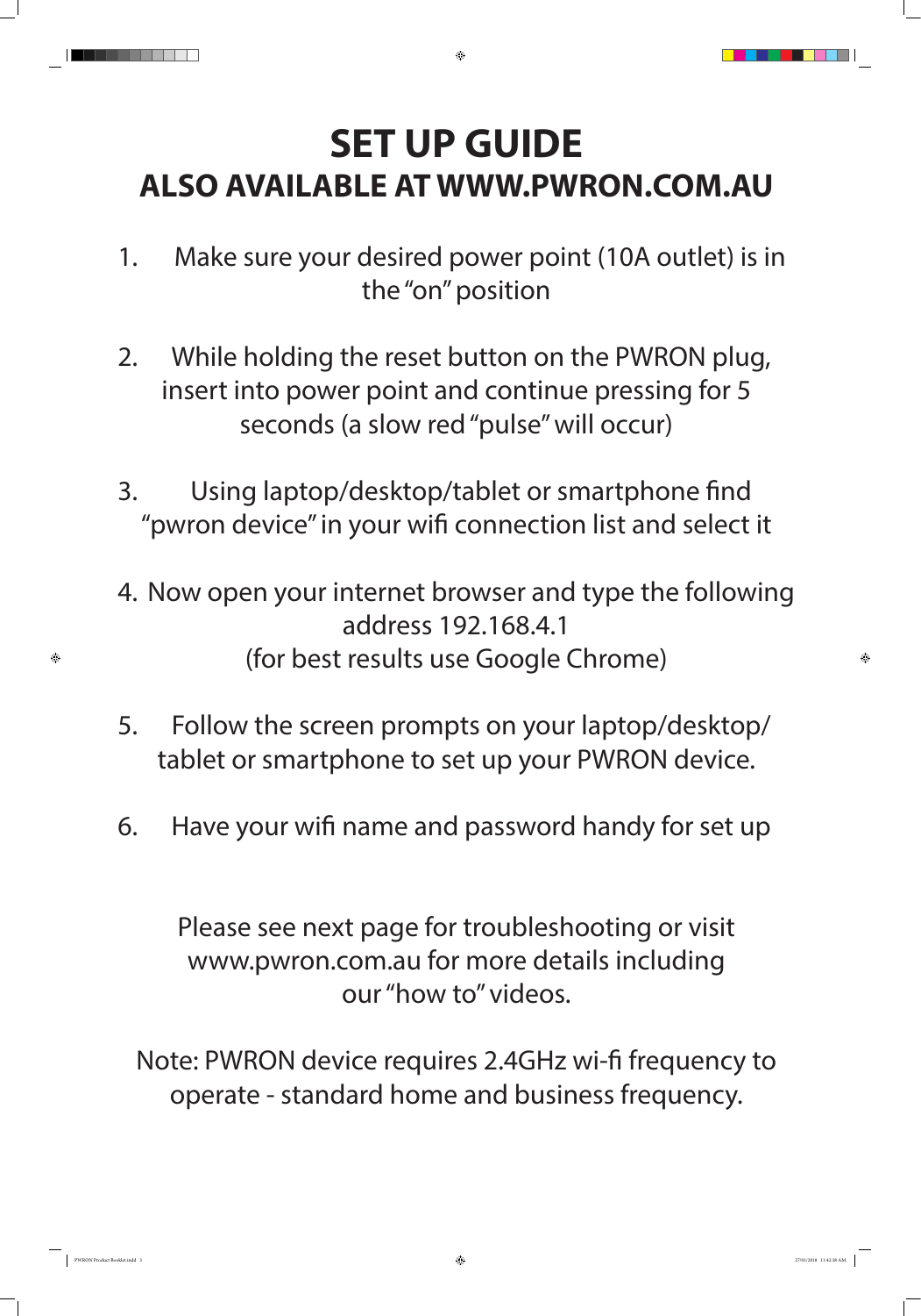# SET UP GUIDE

## ALSO AVAILABLE AT WWW.PWRON.COM.AU

1. Make sure your desired power point (10A outlet) is in the "on" position

2. While holding the reset button on the PWRON plug, insert into power point and continue pressing for 5 seconds (a slow red "pulse" will occur)

3. Using laptop/desktop/tablet or smartphone find "pwron device" in your wifi connection list and select it

4. Now open your internet browser and type the following address 192.168.4.1
   (for best results use Google Chrome)

5. Follow the screen prompts on your laptop/desktop/tablet or smartphone to set up your PWRON device.

6. Have your wifi name and password handy for set up

Please see next page for troubleshooting or visit www.pwron.com.au for more details including our "how to" videos.

Note: PWRON device requires 2.4GHz wi-fi frequency to operate - standard home and business frequency.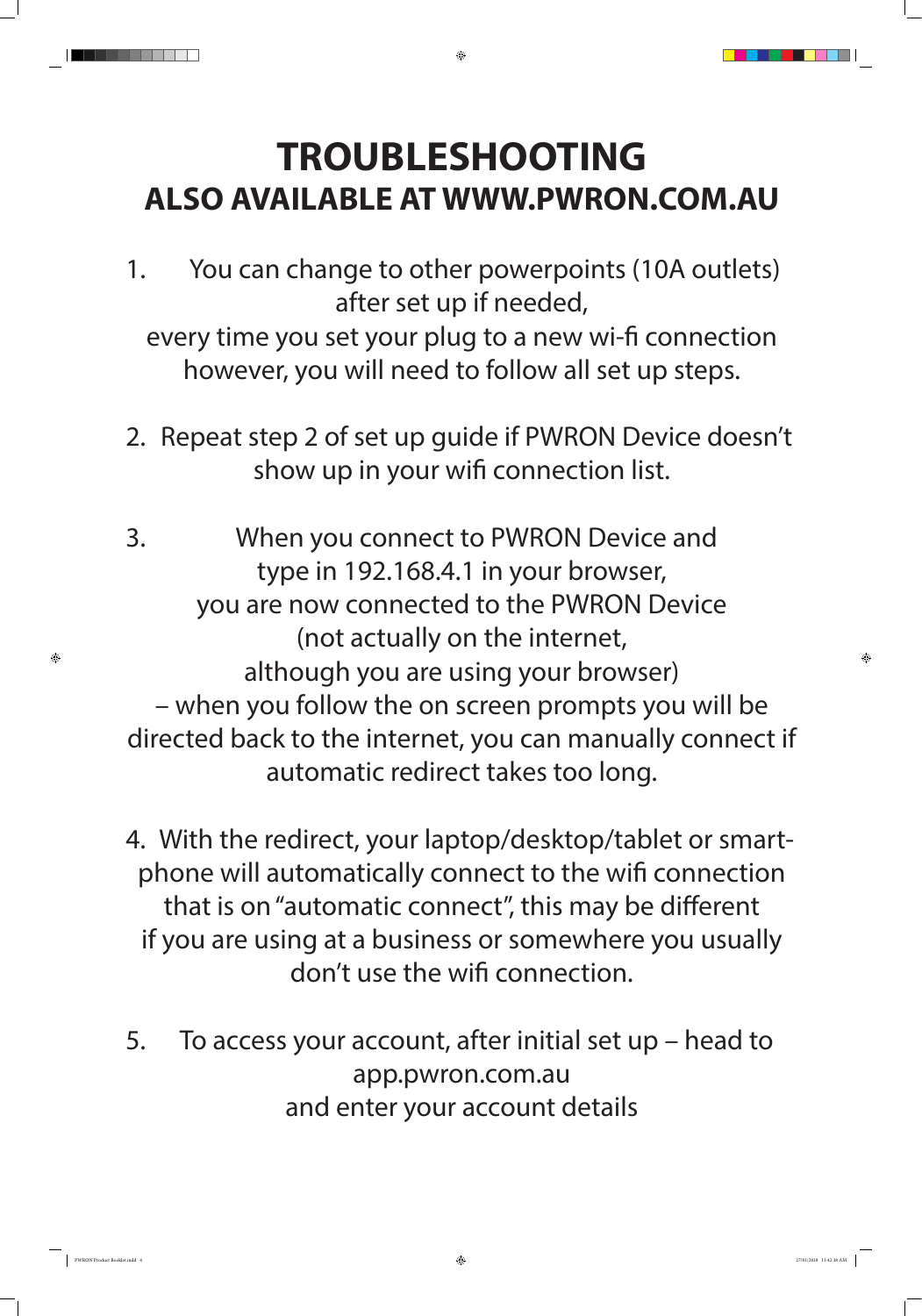# TROUBLESHOOTING

## ALSO AVAILABLE AT WWW.PWRON.COM.AU

1. You can change to other powerpoints (10A outlets) after set up if needed, every time you set your plug to a new wi-fi connection however, you will need to follow all set up steps.

2. Repeat step 2 of set up guide if PWRON Device doesn't show up in your wifi connection list.

3. When you connect to PWRON Device and type in 192.168.4.1 in your browser, you are now connected to the PWRON Device (not actually on the internet, although you are using your browser) – when you follow the on screen prompts you will be directed back to the internet, you can manually connect if automatic redirect takes too long.

4. With the redirect, your laptop/desktop/tablet or smartphone will automatically connect to the wifi connection that is on "automatic connect", this may be different if you are using at a business or somewhere you usually don't use the wifi connection.

5. To access your account, after initial set up – head to app.pwron.com.au and enter your account details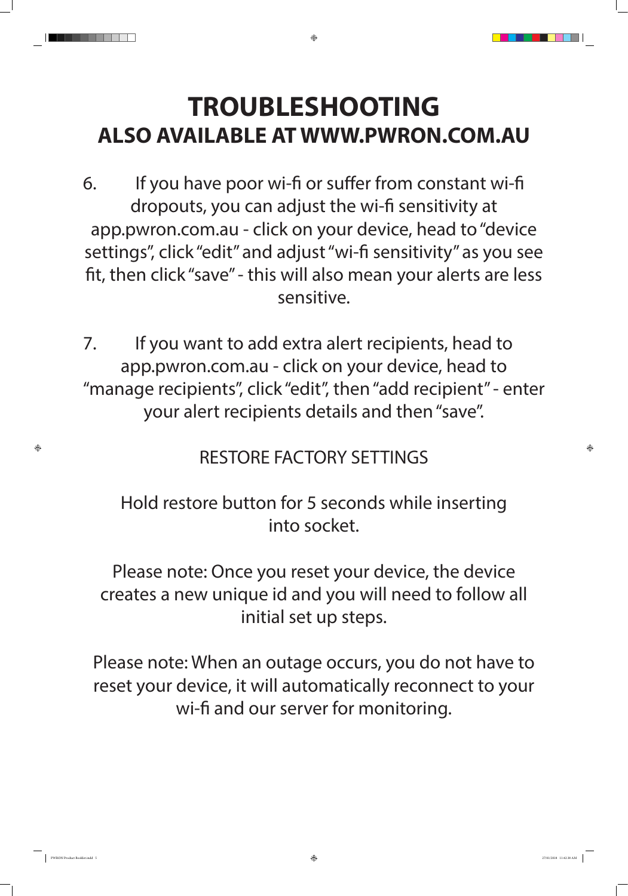# TROUBLESHOOTING

## ALSO AVAILABLE AT WWW.PWRON.COM.AU

6. If you have poor wi-fi or suffer from constant wi-fi dropouts, you can adjust the wi-fi sensitivity at app.pwron.com.au - click on your device, head to "device settings", click "edit" and adjust "wi-fi sensitivity" as you see fit, then click "save" - this will also mean your alerts are less sensitive.

7. If you want to add extra alert recipients, head to app.pwron.com.au - click on your device, head to "manage recipients", click "edit", then "add recipient" - enter your alert recipients details and then "save".

RESTORE FACTORY SETTINGS

Hold restore button for 5 seconds while inserting into socket.

Please note: Once you reset your device, the device creates a new unique id and you will need to follow all initial set up steps.

Please note: When an outage occurs, you do not have to reset your device, it will automatically reconnect to your wi-fi and our server for monitoring.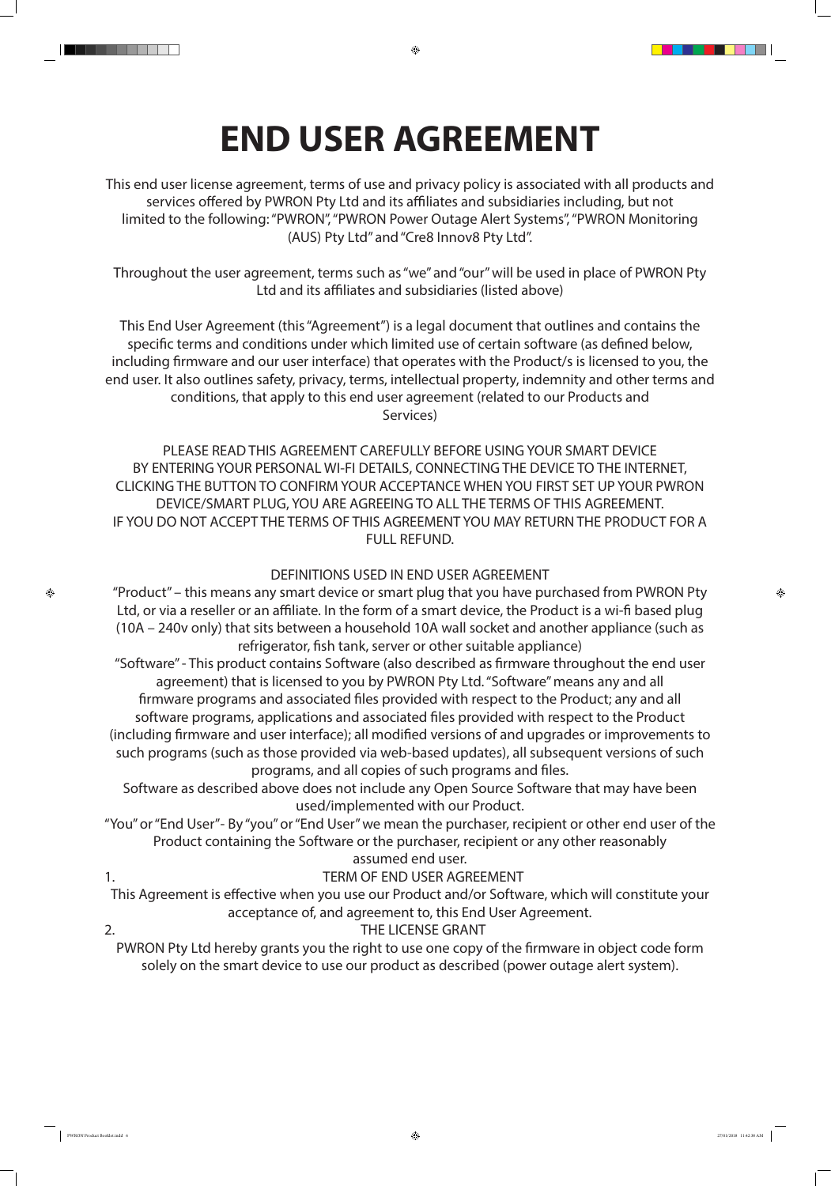# END USER AGREEMENT

This end user license agreement, terms of use and privacy policy is associated with all products and services offered by PWRON Pty Ltd and its affiliates and subsidiaries including, but not limited to the following: "PWRON", "PWRON Power Outage Alert Systems", "PWRON Monitoring (AUS) Pty Ltd" and "Cre8 Innov8 Pty Ltd".

Throughout the user agreement, terms such as "we" and "our" will be used in place of PWRON Pty Ltd and its affiliates and subsidiaries (listed above)

This End User Agreement (this "Agreement") is a legal document that outlines and contains the specific terms and conditions under which limited use of certain software (as defined below, including firmware and our user interface) that operates with the Product/s is licensed to you, the end user. It also outlines safety, privacy, terms, intellectual property, indemnity and other terms and conditions, that apply to this end user agreement (related to our Products and Services)

PLEASE READ THIS AGREEMENT CAREFULLY BEFORE USING YOUR SMART DEVICE BY ENTERING YOUR PERSONAL WI-FI DETAILS, CONNECTING THE DEVICE TO THE INTERNET, CLICKING THE BUTTON TO CONFIRM YOUR ACCEPTANCE WHEN YOU FIRST SET UP YOUR PWRON DEVICE/SMART PLUG, YOU ARE AGREEING TO ALL THE TERMS OF THIS AGREEMENT.
IF YOU DO NOT ACCEPT THE TERMS OF THIS AGREEMENT YOU MAY RETURN THE PRODUCT FOR A FULL REFUND.

DEFINITIONS USED IN END USER AGREEMENT

"Product" – this means any smart device or smart plug that you have purchased from PWRON Pty Ltd, or via a reseller or an affiliate. In the form of a smart device, the Product is a wi-fi based plug (10A – 240v only) that sits between a household 10A wall socket and another appliance (such as refrigerator, fish tank, server or other suitable appliance)

"Software" - This product contains Software (also described as firmware throughout the end user agreement) that is licensed to you by PWRON Pty Ltd. "Software" means any and all firmware programs and associated files provided with respect to the Product; any and all software programs, applications and associated files provided with respect to the Product (including firmware and user interface); all modified versions of and upgrades or improvements to such programs (such as those provided via web-based updates), all subsequent versions of such programs, and all copies of such programs and files.

Software as described above does not include any Open Source Software that may have been used/implemented with our Product.

"You" or "End User"- By "you" or "End User" we mean the purchaser, recipient or other end user of the Product containing the Software or the purchaser, recipient or any other reasonably assumed end user.

1. TERM OF END USER AGREEMENT

This Agreement is effective when you use our Product and/or Software, which will constitute your acceptance of, and agreement to, this End User Agreement.

2. THE LICENSE GRANT

PWRON Pty Ltd hereby grants you the right to use one copy of the firmware in object code form solely on the smart device to use our product as described (power outage alert system).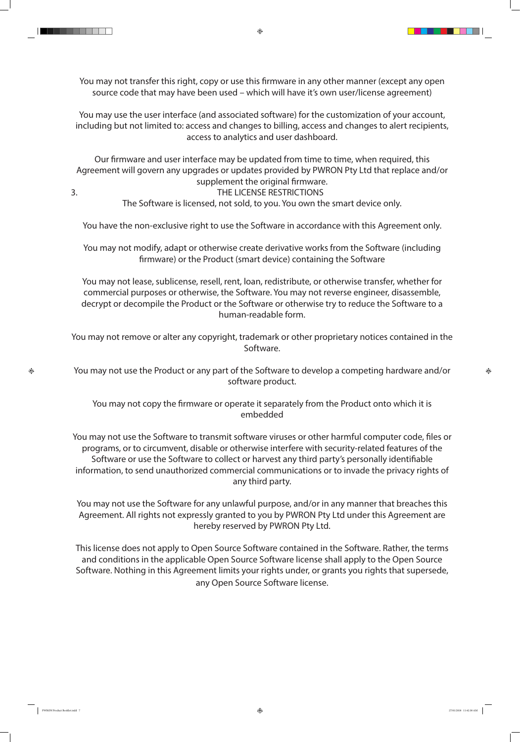You may not transfer this right, copy or use this firmware in any other manner (except any open source code that may have been used – which will have it's own user/license agreement)

You may use the user interface (and associated software) for the customization of your account, including but not limited to: access and changes to billing, access and changes to alert recipients, access to analytics and user dashboard.

Our firmware and user interface may be updated from time to time, when required, this Agreement will govern any upgrades or updates provided by PWRON Pty Ltd that replace and/or supplement the original firmware.

## 3. THE LICENSE RESTRICTIONS

The Software is licensed, not sold, to you. You own the smart device only.

You have the non-exclusive right to use the Software in accordance with this Agreement only.

You may not modify, adapt or otherwise create derivative works from the Software (including firmware) or the Product (smart device) containing the Software

You may not lease, sublicense, resell, rent, loan, redistribute, or otherwise transfer, whether for commercial purposes or otherwise, the Software. You may not reverse engineer, disassemble, decrypt or decompile the Product or the Software or otherwise try to reduce the Software to a human-readable form.

You may not remove or alter any copyright, trademark or other proprietary notices contained in the Software.

You may not use the Product or any part of the Software to develop a competing hardware and/or software product.

You may not copy the firmware or operate it separately from the Product onto which it is embedded

You may not use the Software to transmit software viruses or other harmful computer code, files or programs, or to circumvent, disable or otherwise interfere with security-related features of the Software or use the Software to collect or harvest any third party's personally identifiable information, to send unauthorized commercial communications or to invade the privacy rights of any third party.

You may not use the Software for any unlawful purpose, and/or in any manner that breaches this Agreement. All rights not expressly granted to you by PWRON Pty Ltd under this Agreement are hereby reserved by PWRON Pty Ltd.

This license does not apply to Open Source Software contained in the Software. Rather, the terms and conditions in the applicable Open Source Software license shall apply to the Open Source Software. Nothing in this Agreement limits your rights under, or grants you rights that supersede, any Open Source Software license.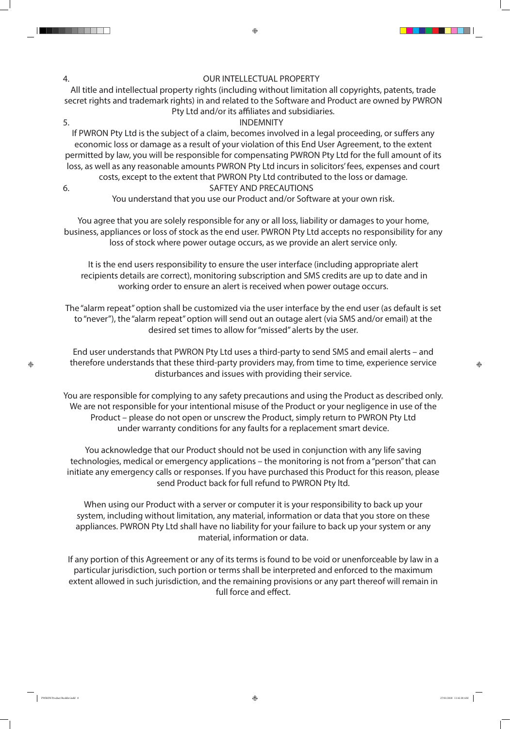## 4. OUR INTELLECTUAL PROPERTY

All title and intellectual property rights (including without limitation all copyrights, patents, trade secret rights and trademark rights) in and related to the Software and Product are owned by PWRON Pty Ltd and/or its affiliates and subsidiaries.

## 5. INDEMNITY

If PWRON Pty Ltd is the subject of a claim, becomes involved in a legal proceeding, or suffers any economic loss or damage as a result of your violation of this End User Agreement, to the extent permitted by law, you will be responsible for compensating PWRON Pty Ltd for the full amount of its loss, as well as any reasonable amounts PWRON Pty Ltd incurs in solicitors' fees, expenses and court costs, except to the extent that PWRON Pty Ltd contributed to the loss or damage.

## 6. SAFTEY AND PRECAUTIONS

You understand that you use our Product and/or Software at your own risk.

You agree that you are solely responsible for any or all loss, liability or damages to your home, business, appliances or loss of stock as the end user. PWRON Pty Ltd accepts no responsibility for any loss of stock where power outage occurs, as we provide an alert service only.

It is the end users responsibility to ensure the user interface (including appropriate alert recipients details are correct), monitoring subscription and SMS credits are up to date and in working order to ensure an alert is received when power outage occurs.

The "alarm repeat" option shall be customized via the user interface by the end user (as default is set to "never"), the "alarm repeat" option will send out an outage alert (via SMS and/or email) at the desired set times to allow for "missed" alerts by the user.

End user understands that PWRON Pty Ltd uses a third-party to send SMS and email alerts – and therefore understands that these third-party providers may, from time to time, experience service disturbances and issues with providing their service.

You are responsible for complying to any safety precautions and using the Product as described only. We are not responsible for your intentional misuse of the Product or your negligence in use of the Product – please do not open or unscrew the Product, simply return to PWRON Pty Ltd under warranty conditions for any faults for a replacement smart device.

You acknowledge that our Product should not be used in conjunction with any life saving technologies, medical or emergency applications – the monitoring is not from a "person" that can initiate any emergency calls or responses. If you have purchased this Product for this reason, please send Product back for full refund to PWRON Pty ltd.

When using our Product with a server or computer it is your responsibility to back up your system, including without limitation, any material, information or data that you store on these appliances. PWRON Pty Ltd shall have no liability for your failure to back up your system or any material, information or data.

If any portion of this Agreement or any of its terms is found to be void or unenforceable by law in a particular jurisdiction, such portion or terms shall be interpreted and enforced to the maximum extent allowed in such jurisdiction, and the remaining provisions or any part thereof will remain in full force and effect.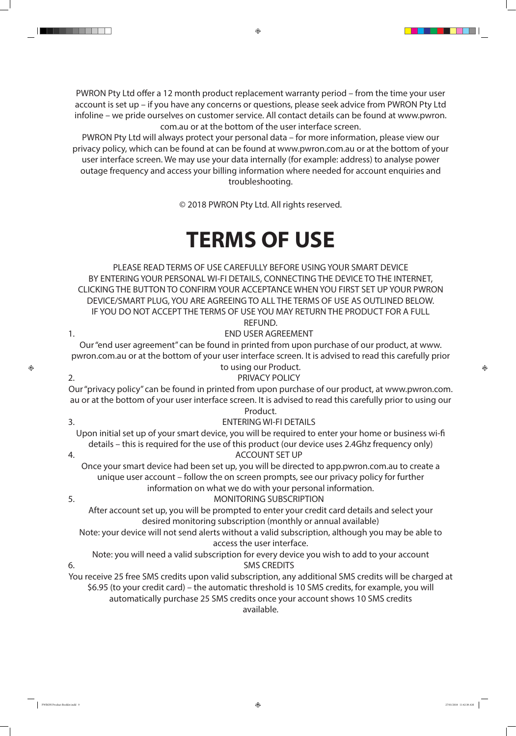PWRON Pty Ltd offer a 12 month product replacement warranty period – from the time your user account is set up – if you have any concerns or questions, please seek advice from PWRON Pty Ltd infoline – we pride ourselves on customer service. All contact details can be found at www.pwron.com.au or at the bottom of the user interface screen.

PWRON Pty Ltd will always protect your personal data – for more information, please view our privacy policy, which can be found at can be found at www.pwron.com.au or at the bottom of your user interface screen. We may use your data internally (for example: address) to analyse power outage frequency and access your billing information where needed for account enquiries and troubleshooting.

© 2018 PWRON Pty Ltd. All rights reserved.

# TERMS OF USE

PLEASE READ TERMS OF USE CAREFULLY BEFORE USING YOUR SMART DEVICE
BY ENTERING YOUR PERSONAL WI-FI DETAILS, CONNECTING THE DEVICE TO THE INTERNET, CLICKING THE BUTTON TO CONFIRM YOUR ACCEPTANCE WHEN YOU FIRST SET UP YOUR PWRON DEVICE/SMART PLUG, YOU ARE AGREEING TO ALL THE TERMS OF USE AS OUTLINED BELOW.
IF YOU DO NOT ACCEPT THE TERMS OF USE YOU MAY RETURN THE PRODUCT FOR A FULL REFUND.

1. END USER AGREEMENT

Our "end user agreement" can be found in printed from upon purchase of our product, at www.pwron.com.au or at the bottom of your user interface screen. It is advised to read this carefully prior to using our Product.

2. PRIVACY POLICY

Our "privacy policy" can be found in printed from upon purchase of our product, at www.pwron.com.au or at the bottom of your user interface screen. It is advised to read this carefully prior to using our Product.

3. ENTERING WI-FI DETAILS

Upon initial set up of your smart device, you will be required to enter your home or business wi-fi details – this is required for the use of this product (our device uses 2.4Ghz frequency only)

4. ACCOUNT SET UP

Once your smart device had been set up, you will be directed to app.pwron.com.au to create a unique user account – follow the on screen prompts, see our privacy policy for further information on what we do with your personal information.

5. MONITORING SUBSCRIPTION

After account set up, you will be prompted to enter your credit card details and select your desired monitoring subscription (monthly or annual available)

Note: your device will not send alerts without a valid subscription, although you may be able to access the user interface.

Note: you will need a valid subscription for every device you wish to add to your account

6. SMS CREDITS

You receive 25 free SMS credits upon valid subscription, any additional SMS credits will be charged at $6.95 (to your credit card) – the automatic threshold is 10 SMS credits, for example, you will automatically purchase 25 SMS credits once your account shows 10 SMS credits available.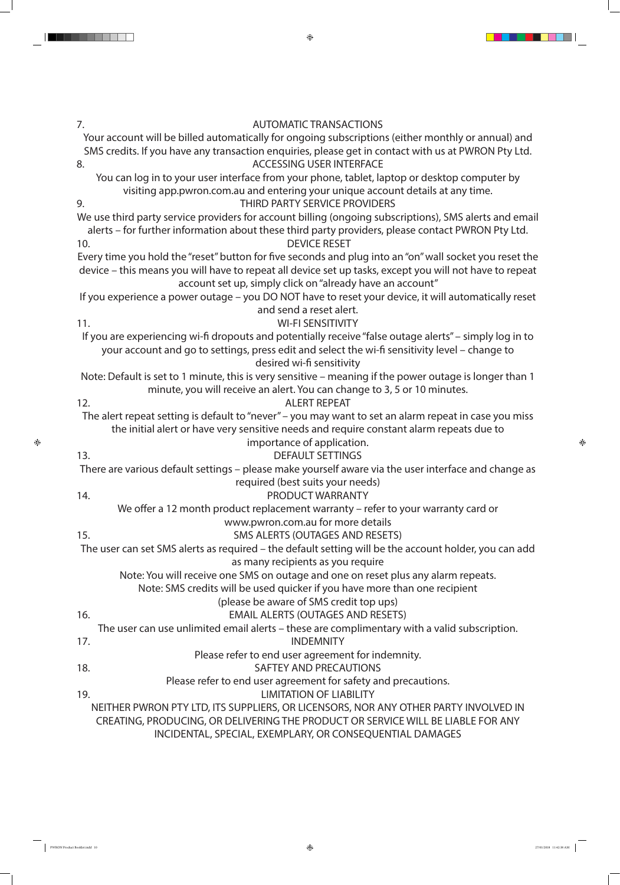## 7. AUTOMATIC TRANSACTIONS

Your account will be billed automatically for ongoing subscriptions (either monthly or annual) and SMS credits. If you have any transaction enquiries, please get in contact with us at PWRON Pty Ltd.

## 8. ACCESSING USER INTERFACE

You can log in to your user interface from your phone, tablet, laptop or desktop computer by visiting app.pwron.com.au and entering your unique account details at any time.

## 9. THIRD PARTY SERVICE PROVIDERS

We use third party service providers for account billing (ongoing subscriptions), SMS alerts and email alerts – for further information about these third party providers, please contact PWRON Pty Ltd.

## 10. DEVICE RESET

Every time you hold the "reset" button for five seconds and plug into an "on" wall socket you reset the device – this means you will have to repeat all device set up tasks, except you will not have to repeat account set up, simply click on "already have an account"

If you experience a power outage – you DO NOT have to reset your device, it will automatically reset and send a reset alert.

## 11. WI-FI SENSITIVITY

If you are experiencing wi-fi dropouts and potentially receive "false outage alerts" – simply log in to your account and go to settings, press edit and select the wi-fi sensitivity level – change to desired wi-fi sensitivity

Note: Default is set to 1 minute, this is very sensitive – meaning if the power outage is longer than 1 minute, you will receive an alert. You can change to 3, 5 or 10 minutes.

## 12. ALERT REPEAT

The alert repeat setting is default to "never" – you may want to set an alarm repeat in case you miss the initial alert or have very sensitive needs and require constant alarm repeats due to importance of application.

## 13. DEFAULT SETTINGS

There are various default settings – please make yourself aware via the user interface and change as required (best suits your needs)

## 14. PRODUCT WARRANTY

We offer a 12 month product replacement warranty – refer to your warranty card or www.pwron.com.au for more details

## 15. SMS ALERTS (OUTAGES AND RESETS)

The user can set SMS alerts as required – the default setting will be the account holder, you can add as many recipients as you require

Note: You will receive one SMS on outage and one on reset plus any alarm repeats.
Note: SMS credits will be used quicker if you have more than one recipient (please be aware of SMS credit top ups)

## 16. EMAIL ALERTS (OUTAGES AND RESETS)

The user can use unlimited email alerts – these are complimentary with a valid subscription.

## 17. INDEMNITY

Please refer to end user agreement for indemnity.

## 18. SAFTEY AND PRECAUTIONS

Please refer to end user agreement for safety and precautions.

## 19. LIMITATION OF LIABILITY

NEITHER PWRON PTY LTD, ITS SUPPLIERS, OR LICENSORS, NOR ANY OTHER PARTY INVOLVED IN CREATING, PRODUCING, OR DELIVERING THE PRODUCT OR SERVICE WILL BE LIABLE FOR ANY INCIDENTAL, SPECIAL, EXEMPLARY, OR CONSEQUENTIAL DAMAGES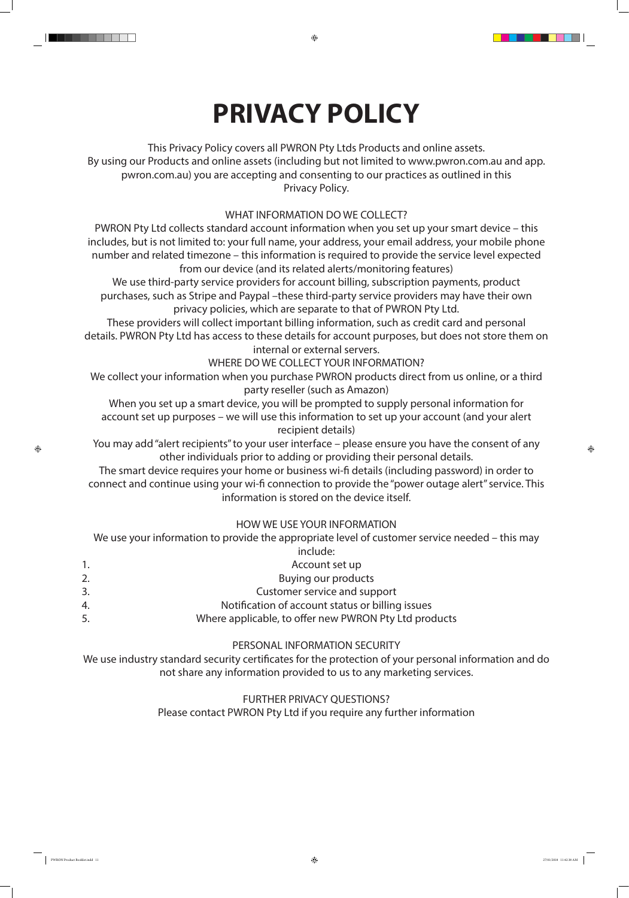# PRIVACY POLICY

This Privacy Policy covers all PWRON Pty Ltds Products and online assets.
By using our Products and online assets (including but not limited to www.pwron.com.au and app.pwron.com.au) you are accepting and consenting to our practices as outlined in this Privacy Policy.

## WHAT INFORMATION DO WE COLLECT?

PWRON Pty Ltd collects standard account information when you set up your smart device – this includes, but is not limited to: your full name, your address, your email address, your mobile phone number and related timezone – this information is required to provide the service level expected from our device (and its related alerts/monitoring features)

We use third-party service providers for account billing, subscription payments, product purchases, such as Stripe and Paypal –these third-party service providers may have their own privacy policies, which are separate to that of PWRON Pty Ltd.

These providers will collect important billing information, such as credit card and personal details. PWRON Pty Ltd has access to these details for account purposes, but does not store them on internal or external servers.

## WHERE DO WE COLLECT YOUR INFORMATION?

We collect your information when you purchase PWRON products direct from us online, or a third party reseller (such as Amazon)

When you set up a smart device, you will be prompted to supply personal information for account set up purposes – we will use this information to set up your account (and your alert recipient details)

You may add "alert recipients" to your user interface – please ensure you have the consent of any other individuals prior to adding or providing their personal details.

The smart device requires your home or business wi-fi details (including password) in order to connect and continue using your wi-fi connection to provide the "power outage alert" service. This information is stored on the device itself.

## HOW WE USE YOUR INFORMATION

We use your information to provide the appropriate level of customer service needed – this may include:

1. Account set up
2. Buying our products
3. Customer service and support
4. Notification of account status or billing issues
5. Where applicable, to offer new PWRON Pty Ltd products

## PERSONAL INFORMATION SECURITY

We use industry standard security certificates for the protection of your personal information and do not share any information provided to us to any marketing services.

## FURTHER PRIVACY QUESTIONS?

Please contact PWRON Pty Ltd if you require any further information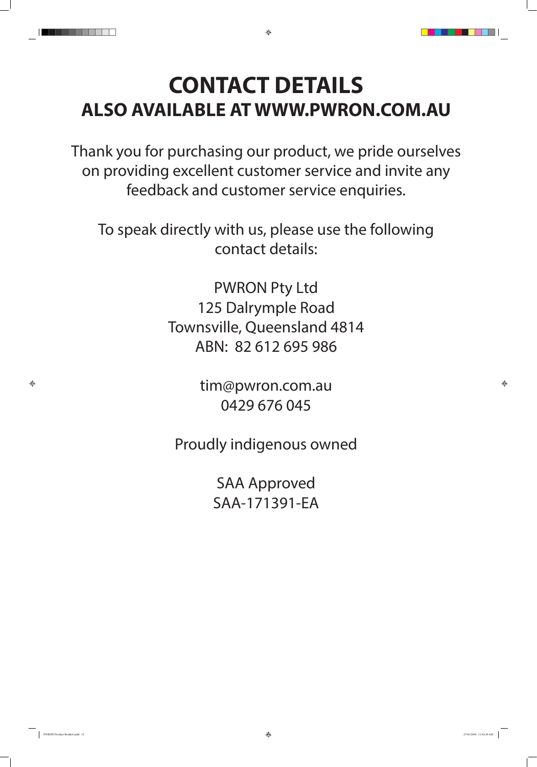# CONTACT DETAILS

## ALSO AVAILABLE AT WWW.PWRON.COM.AU

Thank you for purchasing our product, we pride ourselves on providing excellent customer service and invite any feedback and customer service enquiries.

To speak directly with us, please use the following contact details:

PWRON Pty Ltd
125 Dalrymple Road
Townsville, Queensland 4814
ABN: 82 612 695 986

tim@pwron.com.au
0429 676 045

Proudly indigenous owned

SAA Approved
SAA-171391-EA